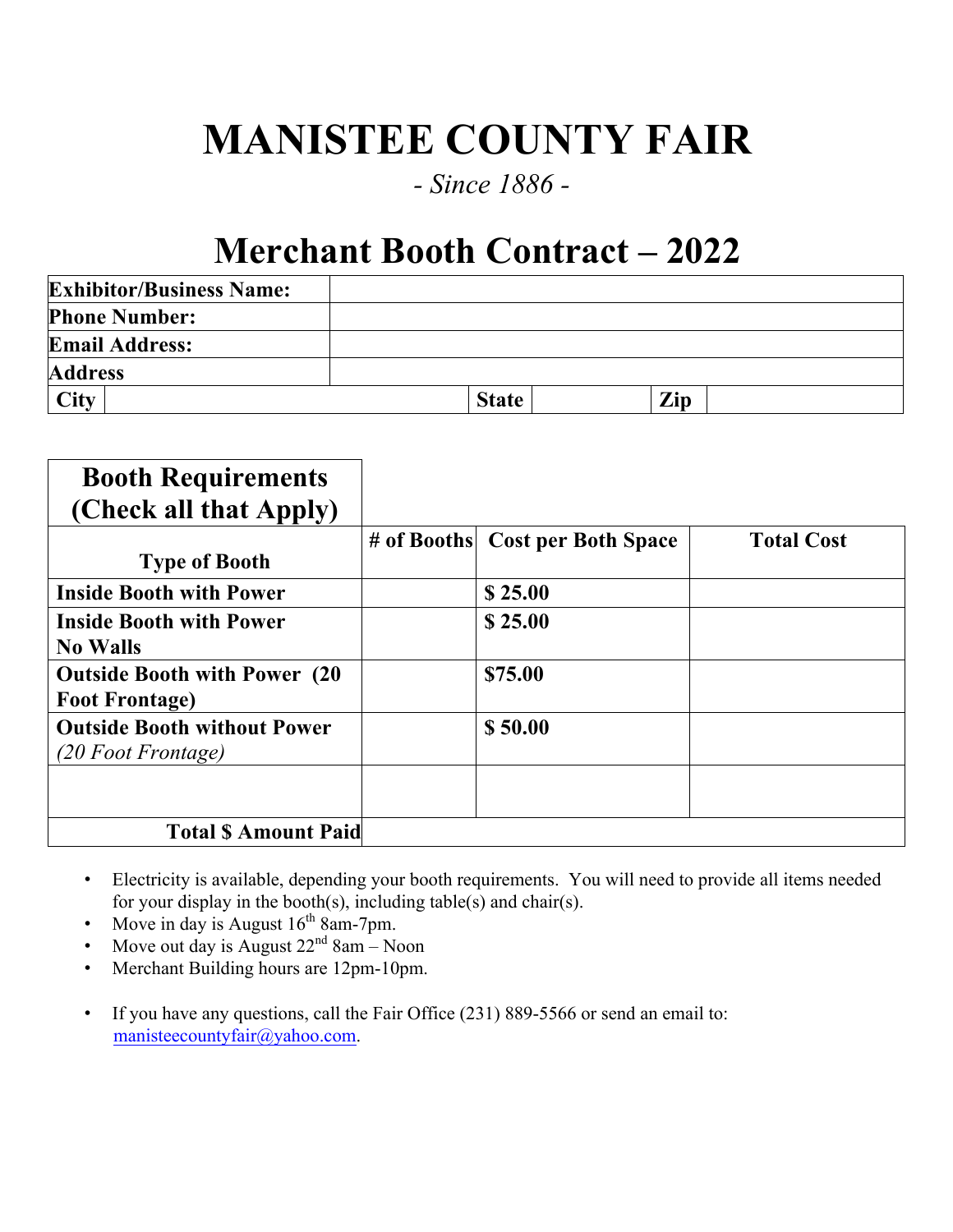# MANISTEE COUNTY FAIR

*- Since 1886 -*

## Merchant Booth Contract – 2022

| **Exhibitor/Business Name:** | | | | | |
|---|---|---|---|---|---|
| **Phone Number:** | | | | | |
| **Email Address:** | | | | | |
| **Address** | | | | | |
| **City** | | **State** | | **Zip** | |

| **Booth Requirements (Check all that Apply)** | | | |
|---|---|---|---|
| **Type of Booth** | **# of Booths** | **Cost per Both Space** | **Total Cost** |
| **Inside Booth with Power** | | **$ 25.00** | |
| **Inside Booth with Power No Walls** | | **$ 25.00** | |
| **Outside Booth with Power (20 Foot Frontage)** | | **$75.00** | |
| **Outside Booth without Power** *(20 Foot Frontage)* | | **$ 50.00** | |
| | | | |
| **Total $ Amount Paid** | | | |

- Electricity is available, depending your booth requirements. You will need to provide all items needed for your display in the booth(s), including table(s) and chair(s).
- Move in day is August 16th 8am-7pm.
- Move out day is August 22nd 8am – Noon
- Merchant Building hours are 12pm-10pm.

- If you have any questions, call the Fair Office (231) 889-5566 or send an email to: manisteecountyfair@yahoo.com.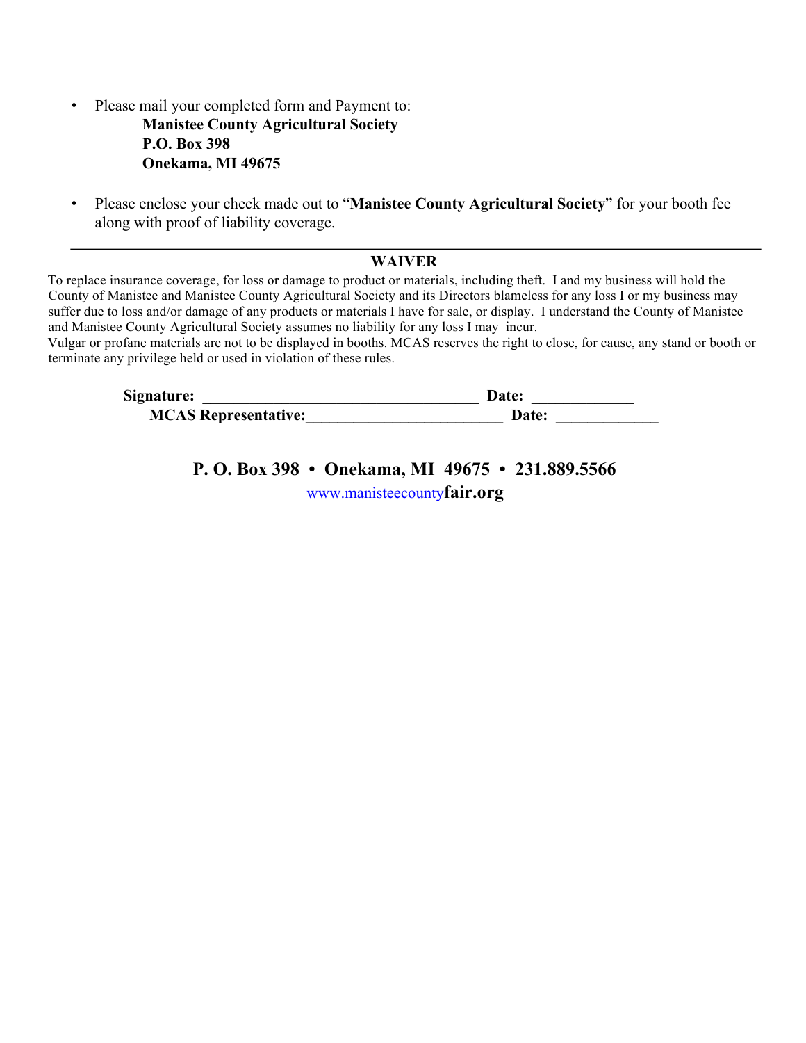- Please mail your completed form and Payment to:
  **Manistee County Agricultural Society**
  **P.O. Box 398**
  **Onekama, MI 49675**

- Please enclose your check made out to "**Manistee County Agricultural Society**" for your booth fee along with proof of liability coverage.

---

## WAIVER

To replace insurance coverage, for loss or damage to product or materials, including theft. I and my business will hold the County of Manistee and Manistee County Agricultural Society and its Directors blameless for any loss I or my business may suffer due to loss and/or damage of any products or materials I have for sale, or display. I understand the County of Manistee and Manistee County Agricultural Society assumes no liability for any loss I may incur.
Vulgar or profane materials are not to be displayed in booths. MCAS reserves the right to close, for cause, any stand or booth or terminate any privilege held or used in violation of these rules.

**Signature:** ___________________________________ **Date:** ____________
**MCAS Representative:**________________________ **Date:** ____________

**P. O. Box 398 • Onekama, MI 49675 • 231.889.5566**

www.manisteecounty**fair.org**